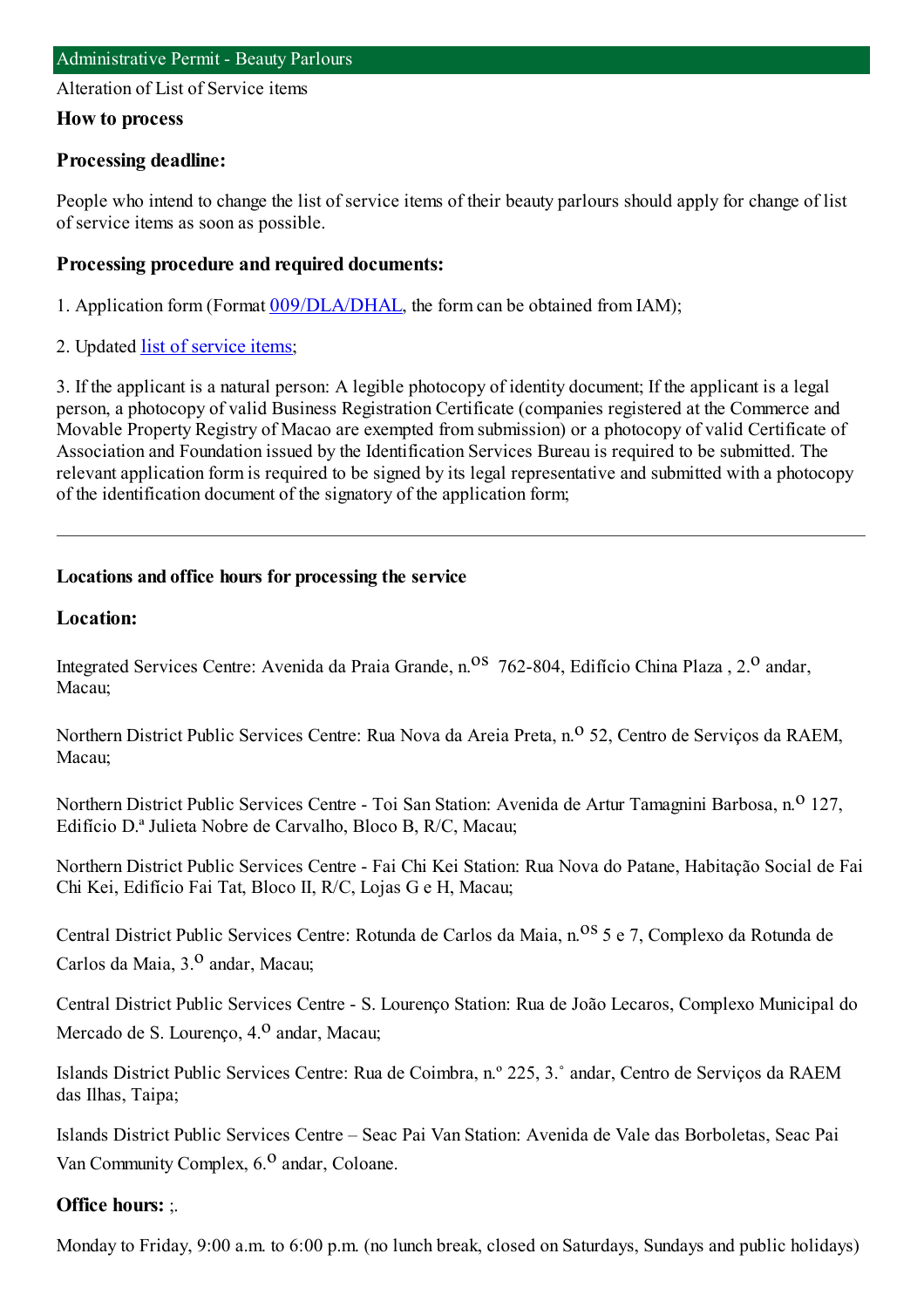## Administrative Permit - Beauty Parlours

Alteration of List of Service items

### How to process

### Processing deadline:

People who intend to change the list of service items of their beauty parlours should apply for change of list of service items as soon as possible.

### Processing procedure and required documents:

1. Application form (Format 009/DLA/DHAL, the form can be obtained from IAM);

2. Updated list of service items;

3. If the applicant is a natural person: A legible photocopy of identity document; If the applicant is a legal person, a photocopy of valid Business Registration Certificate (companies registered at the Commerce and Movable Property Registry of Macao are exempted from submission) or a photocopy of valid Certificate of Association and Foundation issued by the Identification Services Bureau is required to be submitted. The relevant application form is required to be signed by its legal representative and submitted with a photocopy of the identification document of the signatory of the application form;

---

### Locations and office hours for processing the service

### Location:

Integrated Services Centre: Avenida da Praia Grande, n.os 762-804, Edifício China Plaza , 2.o andar, Macau;

Northern District Public Services Centre: Rua Nova da Areia Preta, n.o 52, Centro de Serviços da RAEM, Macau;

Northern District Public Services Centre - Toi San Station: Avenida de Artur Tamagnini Barbosa, n.o 127, Edifício D.ª Julieta Nobre de Carvalho, Bloco B, R/C, Macau;

Northern District Public Services Centre - Fai Chi Kei Station: Rua Nova do Patane, Habitação Social de Fai Chi Kei, Edifício Fai Tat, Bloco II, R/C, Lojas G e H, Macau;

Central District Public Services Centre: Rotunda de Carlos da Maia, n.os 5 e 7, Complexo da Rotunda de Carlos da Maia, 3.o andar, Macau;

Central District Public Services Centre - S. Lourenço Station: Rua de João Lecaros, Complexo Municipal do Mercado de S. Lourenço, 4.o andar, Macau;

Islands District Public Services Centre: Rua de Coimbra, n.º 225, 3.˚ andar, Centro de Serviços da RAEM das Ilhas, Taipa;

Islands District Public Services Centre – Seac Pai Van Station: Avenida de Vale das Borboletas, Seac Pai Van Community Complex, 6.o andar, Coloane.

### Office hours: ;.

Monday to Friday, 9:00 a.m. to 6:00 p.m. (no lunch break, closed on Saturdays, Sundays and public holidays)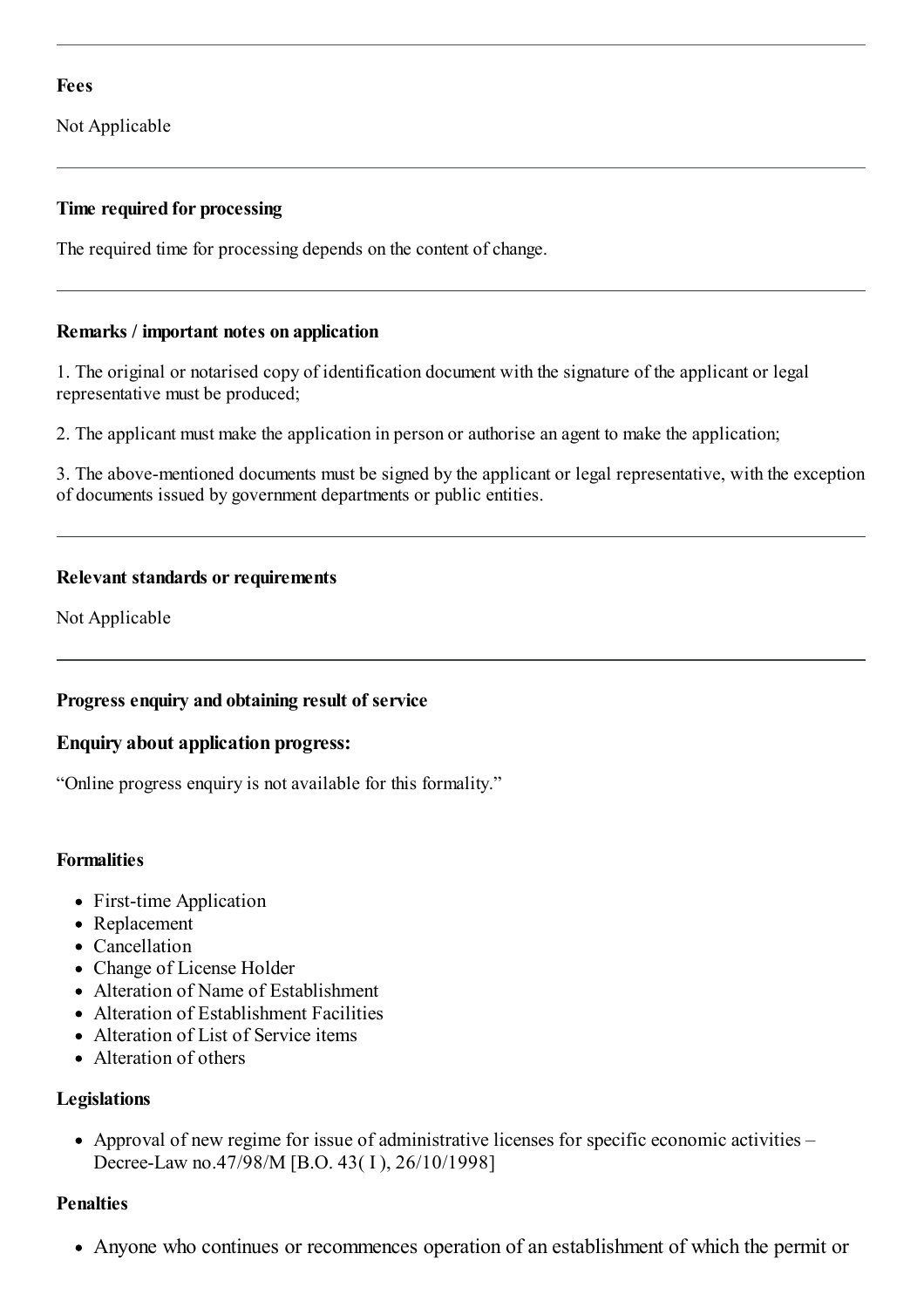---

**Fees**

Not Applicable

---

**Time required for processing**

The required time for processing depends on the content of change.

---

**Remarks / important notes on application**

1. The original or notarised copy of identification document with the signature of the applicant or legal representative must be produced;

2. The applicant must make the application in person or authorise an agent to make the application;

3. The above-mentioned documents must be signed by the applicant or legal representative, with the exception of documents issued by government departments or public entities.

---

**Relevant standards or requirements**

Not Applicable

---

**Progress enquiry and obtaining result of service**

**Enquiry about application progress:**

"Online progress enquiry is not available for this formality."

**Formalities**

- First-time Application
- Replacement
- Cancellation
- Change of License Holder
- Alteration of Name of Establishment
- Alteration of Establishment Facilities
- Alteration of List of Service items
- Alteration of others

**Legislations**

- Approval of new regime for issue of administrative licenses for specific economic activities – Decree-Law no.47/98/M [B.O. 43( I ), 26/10/1998]

**Penalties**

- Anyone who continues or recommences operation of an establishment of which the permit or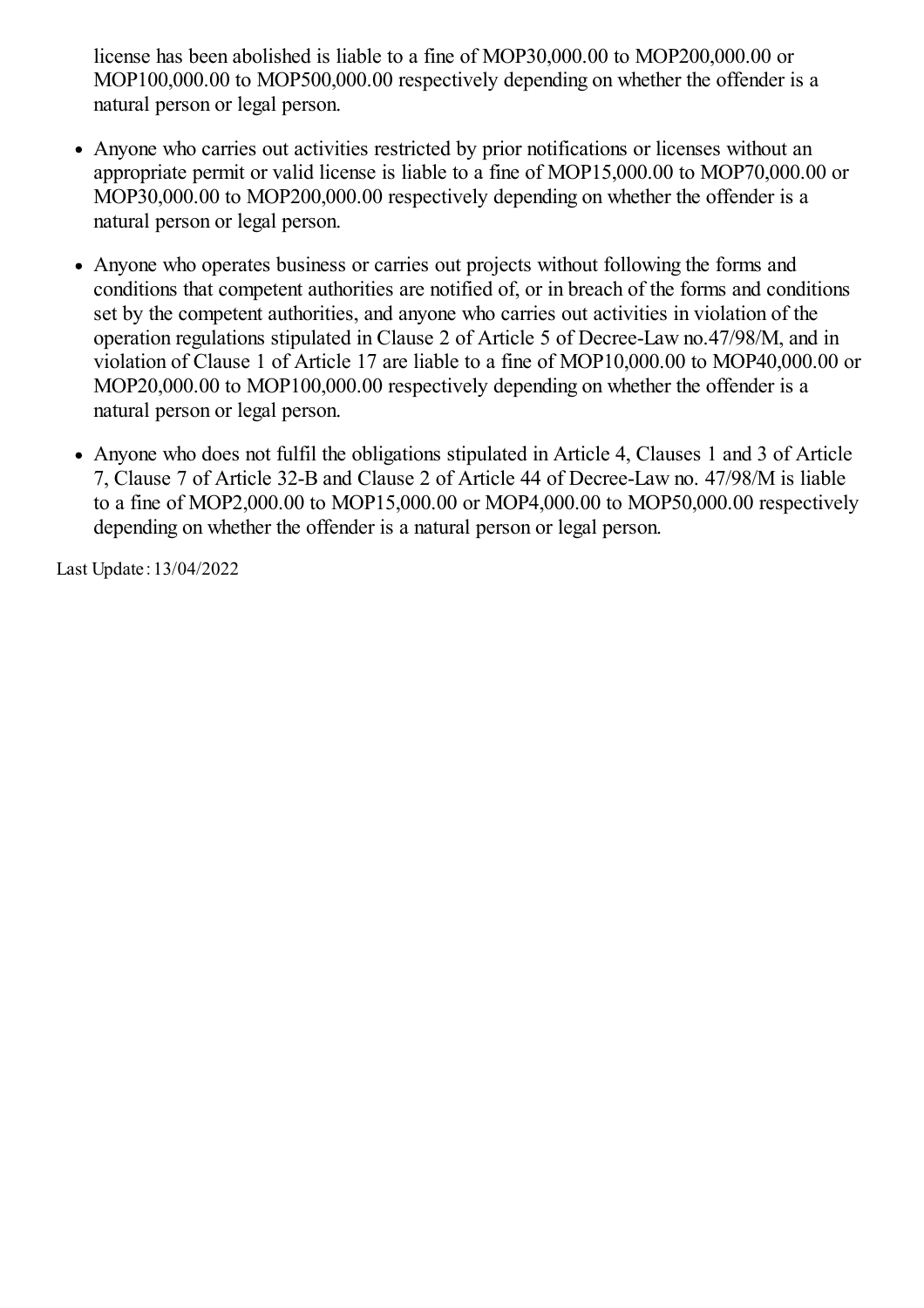license has been abolished is liable to a fine of MOP30,000.00 to MOP200,000.00 or MOP100,000.00 to MOP500,000.00 respectively depending on whether the offender is a natural person or legal person.

- Anyone who carries out activities restricted by prior notifications or licenses without an appropriate permit or valid license is liable to a fine of MOP15,000.00 to MOP70,000.00 or MOP30,000.00 to MOP200,000.00 respectively depending on whether the offender is a natural person or legal person.
- Anyone who operates business or carries out projects without following the forms and conditions that competent authorities are notified of, or in breach of the forms and conditions set by the competent authorities, and anyone who carries out activities in violation of the operation regulations stipulated in Clause 2 of Article 5 of Decree-Law no.47/98/M, and in violation of Clause 1 of Article 17 are liable to a fine of MOP10,000.00 to MOP40,000.00 or MOP20,000.00 to MOP100,000.00 respectively depending on whether the offender is a natural person or legal person.
- Anyone who does not fulfil the obligations stipulated in Article 4, Clauses 1 and 3 of Article 7, Clause 7 of Article 32-B and Clause 2 of Article 44 of Decree-Law no. 47/98/M is liable to a fine of MOP2,000.00 to MOP15,000.00 or MOP4,000.00 to MOP50,000.00 respectively depending on whether the offender is a natural person or legal person.

Last Update : 13/04/2022